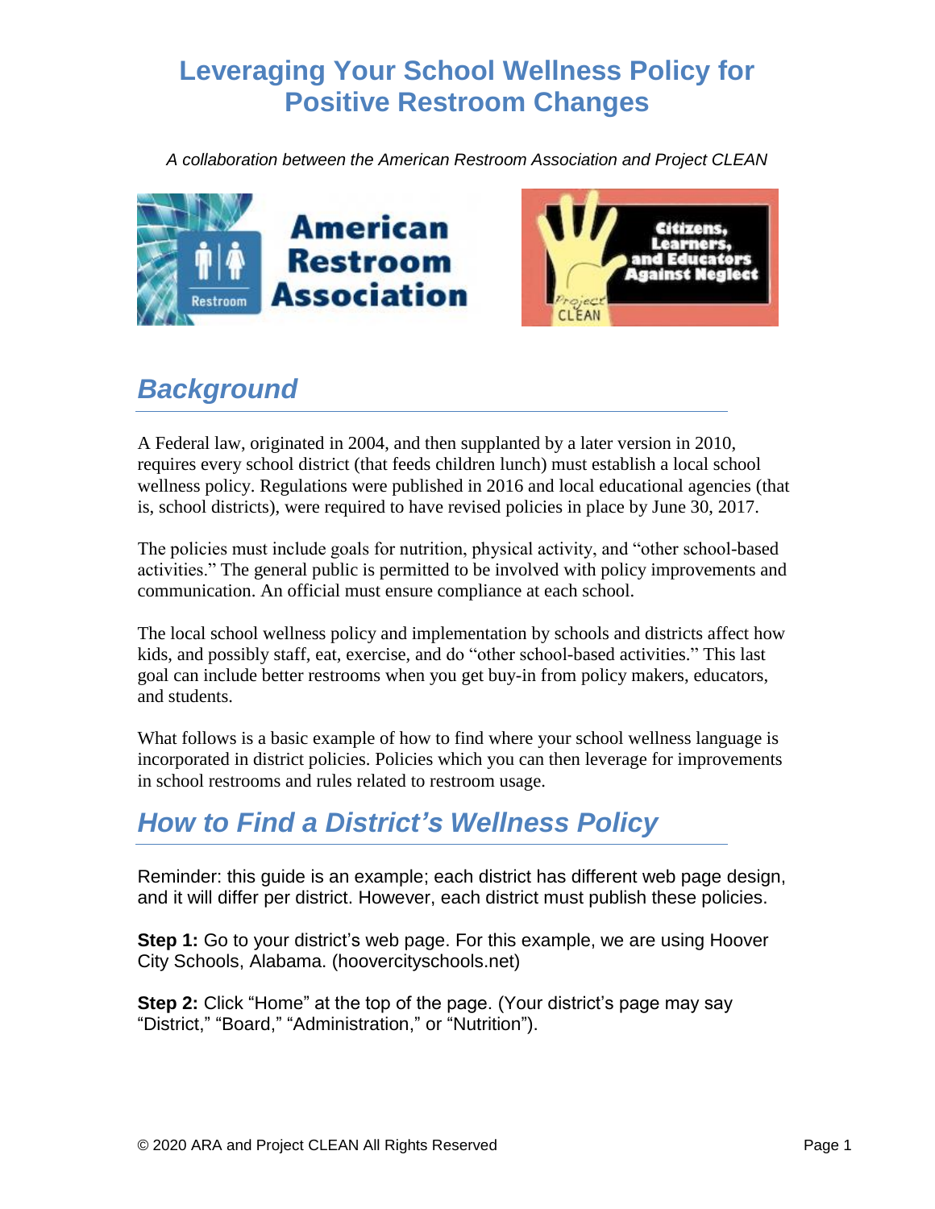# Leveraging Your School Wellness Policy for Positive Restroom Changes

*A collaboration between the American Restroom Association and Project CLEAN*

## *Background*

A Federal law, originated in 2004, and then supplanted by a later version in 2010, requires every school district (that feeds children lunch) must establish a local school wellness policy. Regulations were published in 2016 and local educational agencies (that is, school districts), were required to have revised policies in place by June 30, 2017.

The policies must include goals for nutrition, physical activity, and "other school-based activities." The general public is permitted to be involved with policy improvements and communication. An official must ensure compliance at each school.

The local school wellness policy and implementation by schools and districts affect how kids, and possibly staff, eat, exercise, and do "other school-based activities." This last goal can include better restrooms when you get buy-in from policy makers, educators, and students.

What follows is a basic example of how to find where your school wellness language is incorporated in district policies. Policies which you can then leverage for improvements in school restrooms and rules related to restroom usage.

## *How to Find a District's Wellness Policy*

Reminder: this guide is an example; each district has different web page design, and it will differ per district. However, each district must publish these policies.

**Step 1:** Go to your district's web page. For this example, we are using Hoover City Schools, Alabama. (hoovercityschools.net)

**Step 2:** Click "Home" at the top of the page. (Your district's page may say "District," "Board," "Administration," or "Nutrition").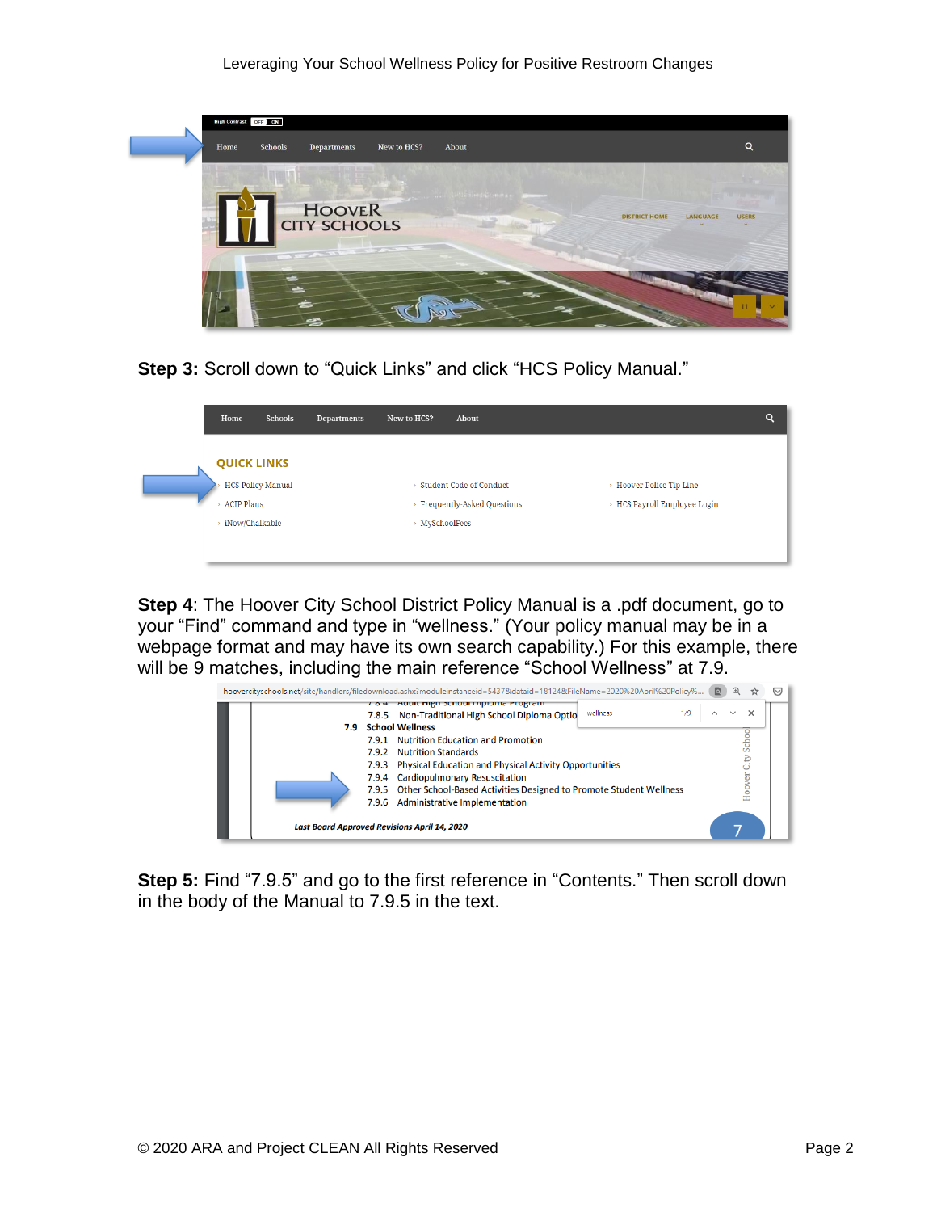**Step 3:** Scroll down to "Quick Links" and click "HCS Policy Manual."

**Step 4**: The Hoover City School District Policy Manual is a .pdf document, go to your "Find" command and type in "wellness." (Your policy manual may be in a webpage format and may have its own search capability.) For this example, there will be 9 matches, including the main reference "School Wellness" at 7.9.

**Step 5:** Find "7.9.5" and go to the first reference in "Contents." Then scroll down in the body of the Manual to 7.9.5 in the text.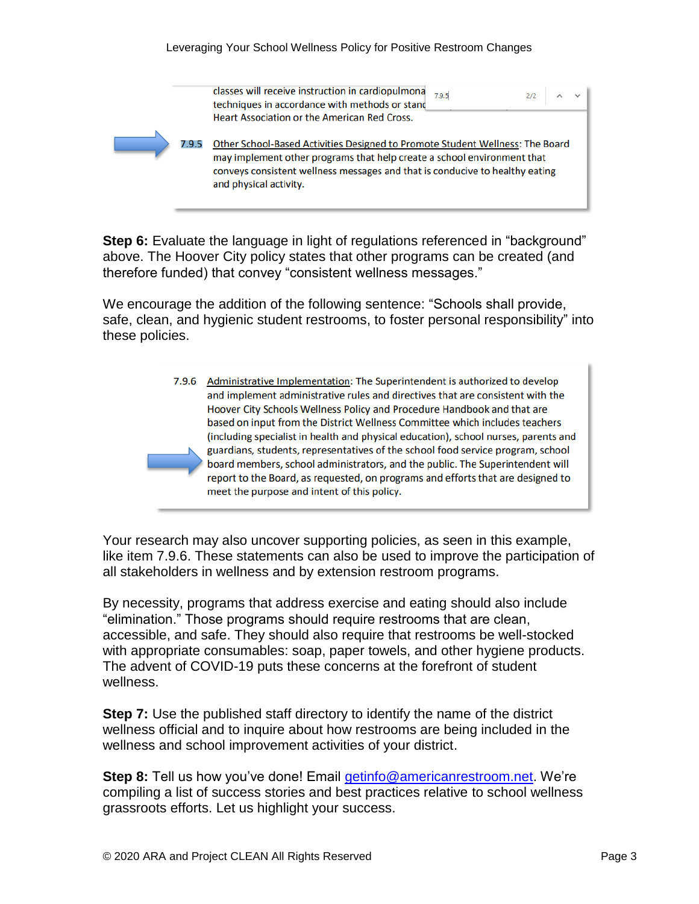classes will receive instruction in cardiopulmona[ry] techniques in accordance with methods or stand[ards] Heart Association or the American Red Cross.

7.9.5 Other School-Based Activities Designed to Promote Student Wellness: The Board may implement other programs that help create a school environment that conveys consistent wellness messages and that is conducive to healthy eating and physical activity.

**Step 6:** Evaluate the language in light of regulations referenced in "background" above. The Hoover City policy states that other programs can be created (and therefore funded) that convey "consistent wellness messages."

We encourage the addition of the following sentence: "Schools shall provide, safe, clean, and hygienic student restrooms, to foster personal responsibility" into these policies.

7.9.6 Administrative Implementation: The Superintendent is authorized to develop and implement administrative rules and directives that are consistent with the Hoover City Schools Wellness Policy and Procedure Handbook and that are based on input from the District Wellness Committee which includes teachers (including specialist in health and physical education), school nurses, parents and guardians, students, representatives of the school food service program, school board members, school administrators, and the public. The Superintendent will report to the Board, as requested, on programs and efforts that are designed to meet the purpose and intent of this policy.

Your research may also uncover supporting policies, as seen in this example, like item 7.9.6. These statements can also be used to improve the participation of all stakeholders in wellness and by extension restroom programs.

By necessity, programs that address exercise and eating should also include "elimination." Those programs should require restrooms that are clean, accessible, and safe. They should also require that restrooms be well-stocked with appropriate consumables: soap, paper towels, and other hygiene products. The advent of COVID-19 puts these concerns at the forefront of student wellness.

**Step 7:** Use the published staff directory to identify the name of the district wellness official and to inquire about how restrooms are being included in the wellness and school improvement activities of your district.

**Step 8:** Tell us how you've done! Email getinfo@americanrestroom.net. We're compiling a list of success stories and best practices relative to school wellness grassroots efforts. Let us highlight your success.

© 2020 ARA and Project CLEAN All Rights Reserved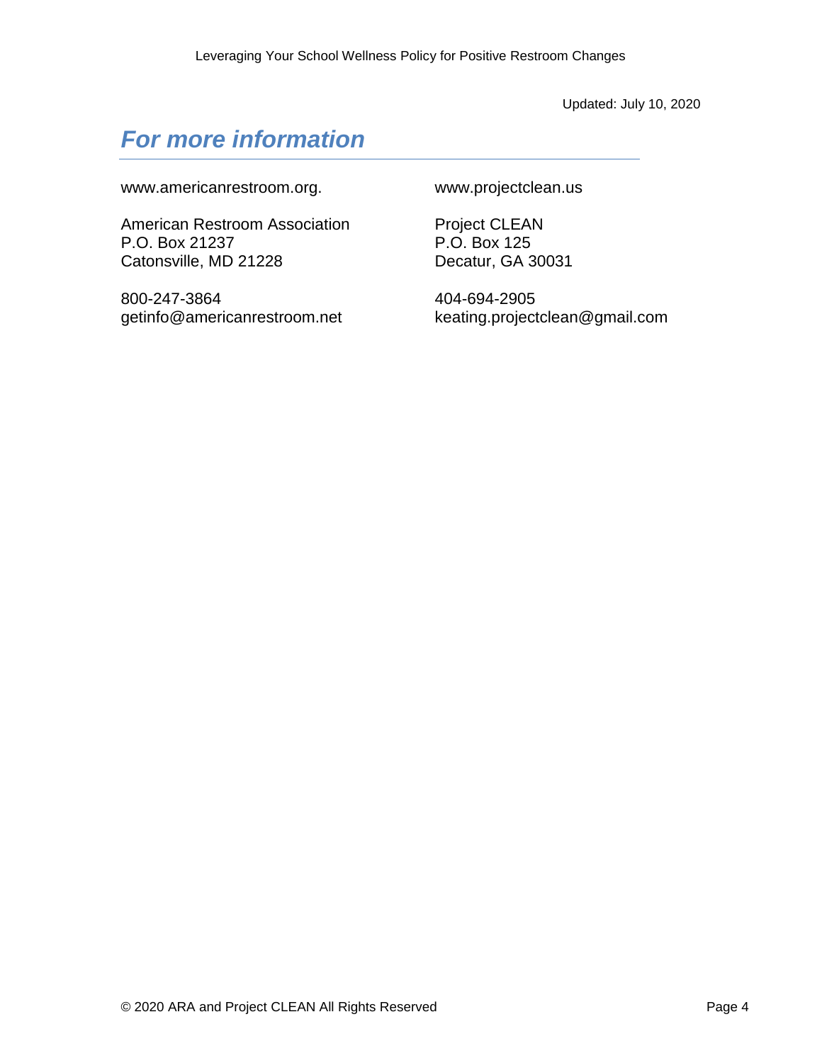Updated: July 10, 2020

## *For more information*

www.americanrestroom.org.

American Restroom Association
P.O. Box 21237
Catonsville, MD 21228

800-247-3864
getinfo@americanrestroom.net

www.projectclean.us

Project CLEAN
P.O. Box 125
Decatur, GA 30031

404-694-2905
keating.projectclean@gmail.com

© 2020 ARA and Project CLEAN All Rights Reserved